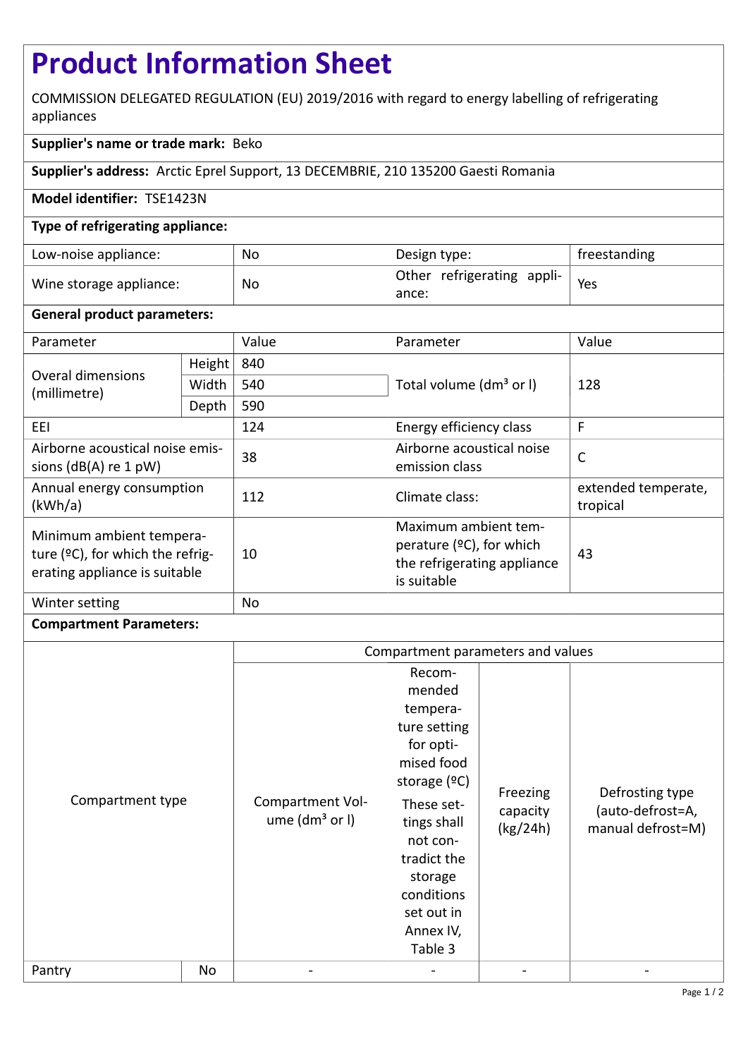# Product Information Sheet

COMMISSION DELEGATED REGULATION (EU) 2019/2016 with regard to energy labelling of refrigerating appliances

**Supplier's name or trade mark:** Beko

**Supplier's address:** Arctic Eprel Support, 13 DECEMBRIE, 210 135200 Gaesti Romania

**Model identifier:** TSE1423N

**Type of refrigerating appliance:**

| | | | |
|---|---|---|---|
| Low-noise appliance: | No | Design type: | freestanding |
| Wine storage appliance: | No | Other refrigerating appliance: | Yes |

**General product parameters:**

| Parameter | | Value | Parameter | Value |
|---|---|---|---|---|
| Overal dimensions (millimetre) | Height | 840 | Total volume (dm³ or l) | 128 |
| | Width | 540 | | |
| | Depth | 590 | | |
| EEI | | 124 | Energy efficiency class | F |
| Airborne acoustical noise emissions (dB(A) re 1 pW) | | 38 | Airborne acoustical noise emission class | C |
| Annual energy consumption (kWh/a) | | 112 | Climate class: | extended temperate, tropical |
| Minimum ambient temperature (ºC), for which the refrigerating appliance is suitable | | 10 | Maximum ambient temperature (ºC), for which the refrigerating appliance is suitable | 43 |
| Winter setting | | No | | |

**Compartment Parameters:**

| Compartment type | | Compartment Volume (dm³ or l) | Recommended temperature setting for optimised food storage (ºC) These settings shall not contradict the storage conditions set out in Annex IV, Table 3 | Freezing capacity (kg/24h) | Defrosting type (auto-defrost=A, manual defrost=M) |
|---|---|---|---|---|---|
| Pantry | No | - | - | - | - |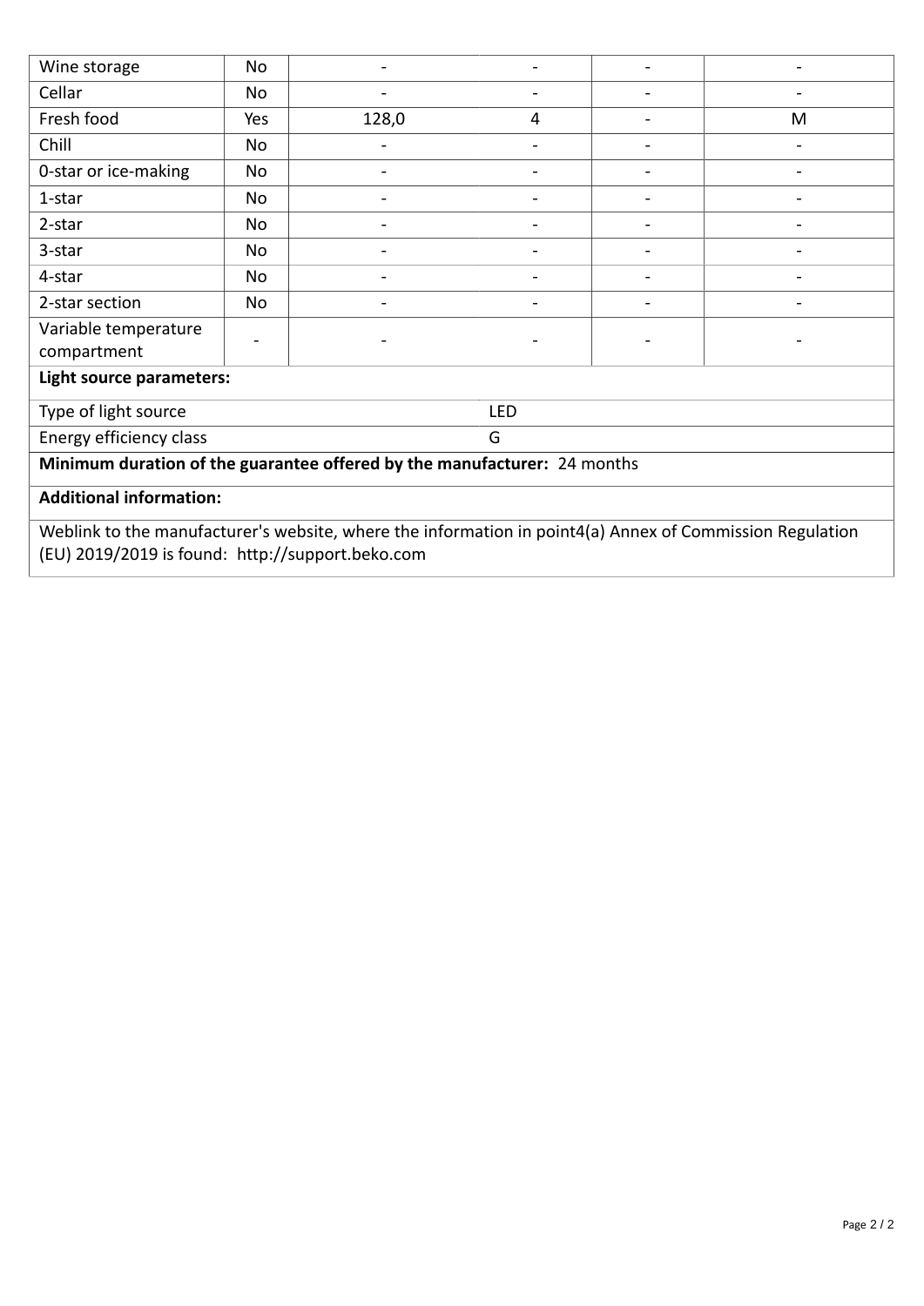| | | | | | |
|---|---|---|---|---|---|
| Wine storage | No | - | - | - | - |
| Cellar | No | - | - | - | - |
| Fresh food | Yes | 128,0 | 4 | - | M |
| Chill | No | - | - | - | - |
| 0-star or ice-making | No | - | - | - | - |
| 1-star | No | - | - | - | - |
| 2-star | No | - | - | - | - |
| 3-star | No | - | - | - | - |
| 4-star | No | - | - | - | - |
| 2-star section | No | - | - | - | - |
| Variable temperature compartment | - | - | - | - | - |

**Light source parameters:**

| | |
|---|---|
| Type of light source | LED |
| Energy efficiency class | G |

**Minimum duration of the guarantee offered by the manufacturer:** 24 months

**Additional information:**

Weblink to the manufacturer's website, where the information in point4(a) Annex of Commission Regulation (EU) 2019/2019 is found: http://support.beko.com